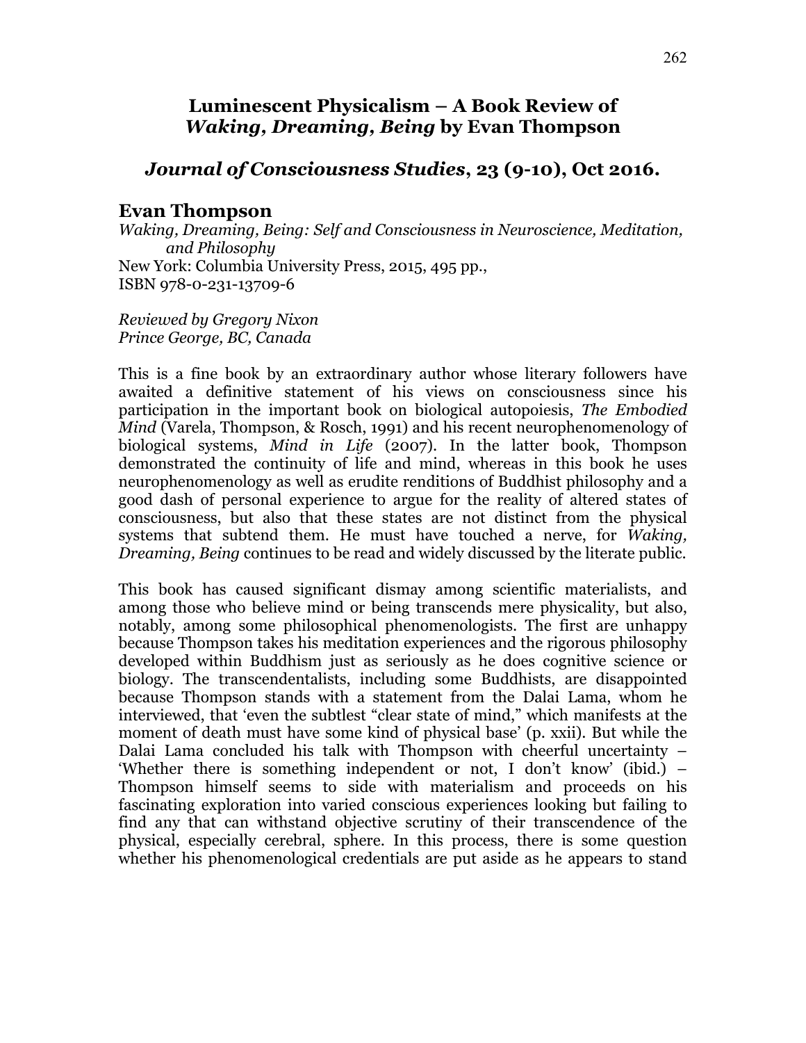# Luminescent Physicalism – A Book Review of *Waking, Dreaming, Being* by Evan Thompson

## *Journal of Consciousness Studies*, 23 (9-10), Oct 2016.

### Evan Thompson

*Waking, Dreaming, Being: Self and Consciousness in Neuroscience, Meditation, and Philosophy*
New York: Columbia University Press, 2015, 495 pp.,
ISBN 978-0-231-13709-6

*Reviewed by Gregory Nixon*
*Prince George, BC, Canada*

This is a fine book by an extraordinary author whose literary followers have awaited a definitive statement of his views on consciousness since his participation in the important book on biological autopoiesis, *The Embodied Mind* (Varela, Thompson, & Rosch, 1991) and his recent neurophenomenology of biological systems, *Mind in Life* (2007). In the latter book, Thompson demonstrated the continuity of life and mind, whereas in this book he uses neurophenomenology as well as erudite renditions of Buddhist philosophy and a good dash of personal experience to argue for the reality of altered states of consciousness, but also that these states are not distinct from the physical systems that subtend them. He must have touched a nerve, for *Waking, Dreaming, Being* continues to be read and widely discussed by the literate public.

This book has caused significant dismay among scientific materialists, and among those who believe mind or being transcends mere physicality, but also, notably, among some philosophical phenomenologists. The first are unhappy because Thompson takes his meditation experiences and the rigorous philosophy developed within Buddhism just as seriously as he does cognitive science or biology. The transcendentalists, including some Buddhists, are disappointed because Thompson stands with a statement from the Dalai Lama, whom he interviewed, that 'even the subtlest "clear state of mind," which manifests at the moment of death must have some kind of physical base' (p. xxii). But while the Dalai Lama concluded his talk with Thompson with cheerful uncertainty – 'Whether there is something independent or not, I don't know' (ibid.) – Thompson himself seems to side with materialism and proceeds on his fascinating exploration into varied conscious experiences looking but failing to find any that can withstand objective scrutiny of their transcendence of the physical, especially cerebral, sphere. In this process, there is some question whether his phenomenological credentials are put aside as he appears to stand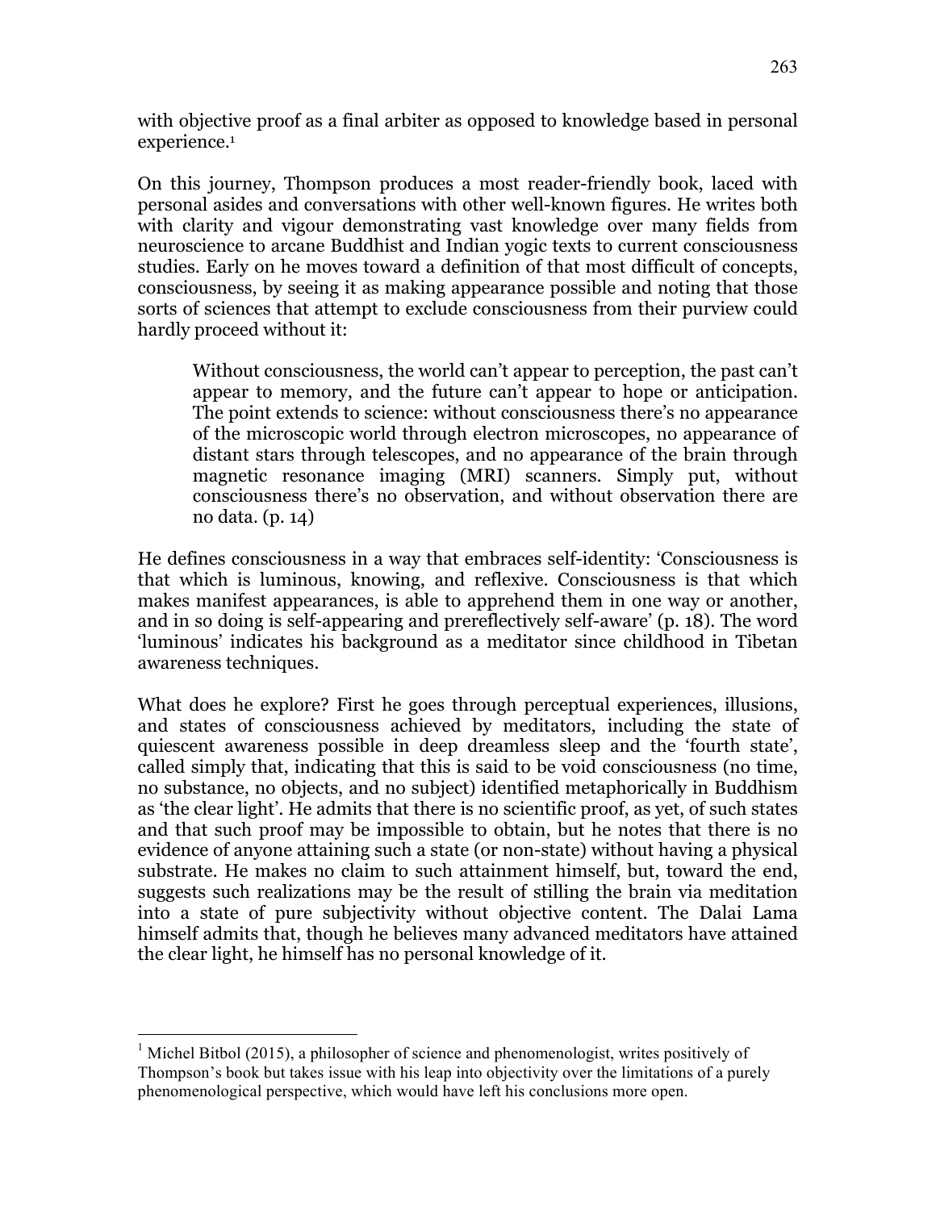with objective proof as a final arbiter as opposed to knowledge based in personal experience.[1]

On this journey, Thompson produces a most reader-friendly book, laced with personal asides and conversations with other well-known figures. He writes both with clarity and vigour demonstrating vast knowledge over many fields from neuroscience to arcane Buddhist and Indian yogic texts to current consciousness studies. Early on he moves toward a definition of that most difficult of concepts, consciousness, by seeing it as making appearance possible and noting that those sorts of sciences that attempt to exclude consciousness from their purview could hardly proceed without it:

> Without consciousness, the world can't appear to perception, the past can't appear to memory, and the future can't appear to hope or anticipation. The point extends to science: without consciousness there's no appearance of the microscopic world through electron microscopes, no appearance of distant stars through telescopes, and no appearance of the brain through magnetic resonance imaging (MRI) scanners. Simply put, without consciousness there's no observation, and without observation there are no data. (p. 14)

He defines consciousness in a way that embraces self-identity: 'Consciousness is that which is luminous, knowing, and reflexive. Consciousness is that which makes manifest appearances, is able to apprehend them in one way or another, and in so doing is self-appearing and prereflectively self-aware' (p. 18). The word 'luminous' indicates his background as a meditator since childhood in Tibetan awareness techniques.

What does he explore? First he goes through perceptual experiences, illusions, and states of consciousness achieved by meditators, including the state of quiescent awareness possible in deep dreamless sleep and the 'fourth state', called simply that, indicating that this is said to be void consciousness (no time, no substance, no objects, and no subject) identified metaphorically in Buddhism as 'the clear light'. He admits that there is no scientific proof, as yet, of such states and that such proof may be impossible to obtain, but he notes that there is no evidence of anyone attaining such a state (or non-state) without having a physical substrate. He makes no claim to such attainment himself, but, toward the end, suggests such realizations may be the result of stilling the brain via meditation into a state of pure subjectivity without objective content. The Dalai Lama himself admits that, though he believes many advanced meditators have attained the clear light, he himself has no personal knowledge of it.

---

[1] Michel Bitbol (2015), a philosopher of science and phenomenologist, writes positively of Thompson's book but takes issue with his leap into objectivity over the limitations of a purely phenomenological perspective, which would have left his conclusions more open.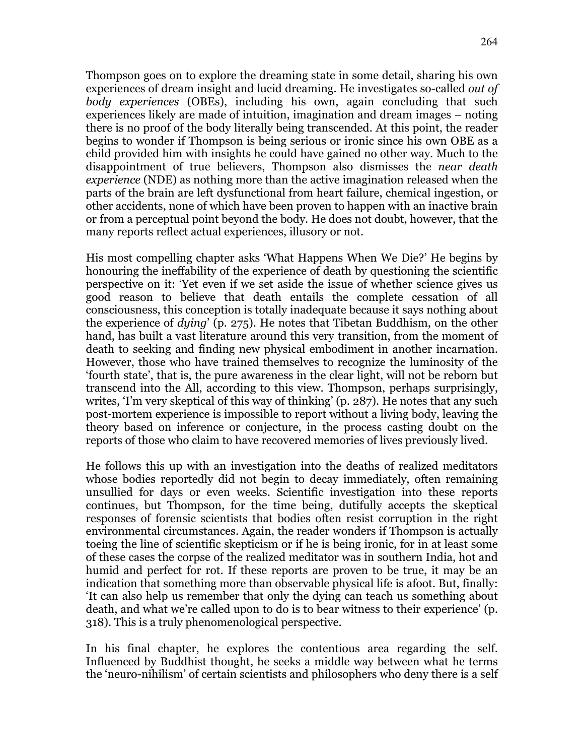Thompson goes on to explore the dreaming state in some detail, sharing his own experiences of dream insight and lucid dreaming. He investigates so-called *out of body experiences* (OBEs), including his own, again concluding that such experiences likely are made of intuition, imagination and dream images – noting there is no proof of the body literally being transcended. At this point, the reader begins to wonder if Thompson is being serious or ironic since his own OBE as a child provided him with insights he could have gained no other way. Much to the disappointment of true believers, Thompson also dismisses the *near death experience* (NDE) as nothing more than the active imagination released when the parts of the brain are left dysfunctional from heart failure, chemical ingestion, or other accidents, none of which have been proven to happen with an inactive brain or from a perceptual point beyond the body. He does not doubt, however, that the many reports reflect actual experiences, illusory or not.

His most compelling chapter asks 'What Happens When We Die?' He begins by honouring the ineffability of the experience of death by questioning the scientific perspective on it: 'Yet even if we set aside the issue of whether science gives us good reason to believe that death entails the complete cessation of all consciousness, this conception is totally inadequate because it says nothing about the experience of *dying*' (p. 275). He notes that Tibetan Buddhism, on the other hand, has built a vast literature around this very transition, from the moment of death to seeking and finding new physical embodiment in another incarnation. However, those who have trained themselves to recognize the luminosity of the 'fourth state', that is, the pure awareness in the clear light, will not be reborn but transcend into the All, according to this view. Thompson, perhaps surprisingly, writes, 'I'm very skeptical of this way of thinking' (p. 287). He notes that any such post-mortem experience is impossible to report without a living body, leaving the theory based on inference or conjecture, in the process casting doubt on the reports of those who claim to have recovered memories of lives previously lived.

He follows this up with an investigation into the deaths of realized meditators whose bodies reportedly did not begin to decay immediately, often remaining unsullied for days or even weeks. Scientific investigation into these reports continues, but Thompson, for the time being, dutifully accepts the skeptical responses of forensic scientists that bodies often resist corruption in the right environmental circumstances. Again, the reader wonders if Thompson is actually toeing the line of scientific skepticism or if he is being ironic, for in at least some of these cases the corpse of the realized meditator was in southern India, hot and humid and perfect for rot. If these reports are proven to be true, it may be an indication that something more than observable physical life is afoot. But, finally: 'It can also help us remember that only the dying can teach us something about death, and what we're called upon to do is to bear witness to their experience' (p. 318). This is a truly phenomenological perspective.

In his final chapter, he explores the contentious area regarding the self. Influenced by Buddhist thought, he seeks a middle way between what he terms the 'neuro-nihilism' of certain scientists and philosophers who deny there is a self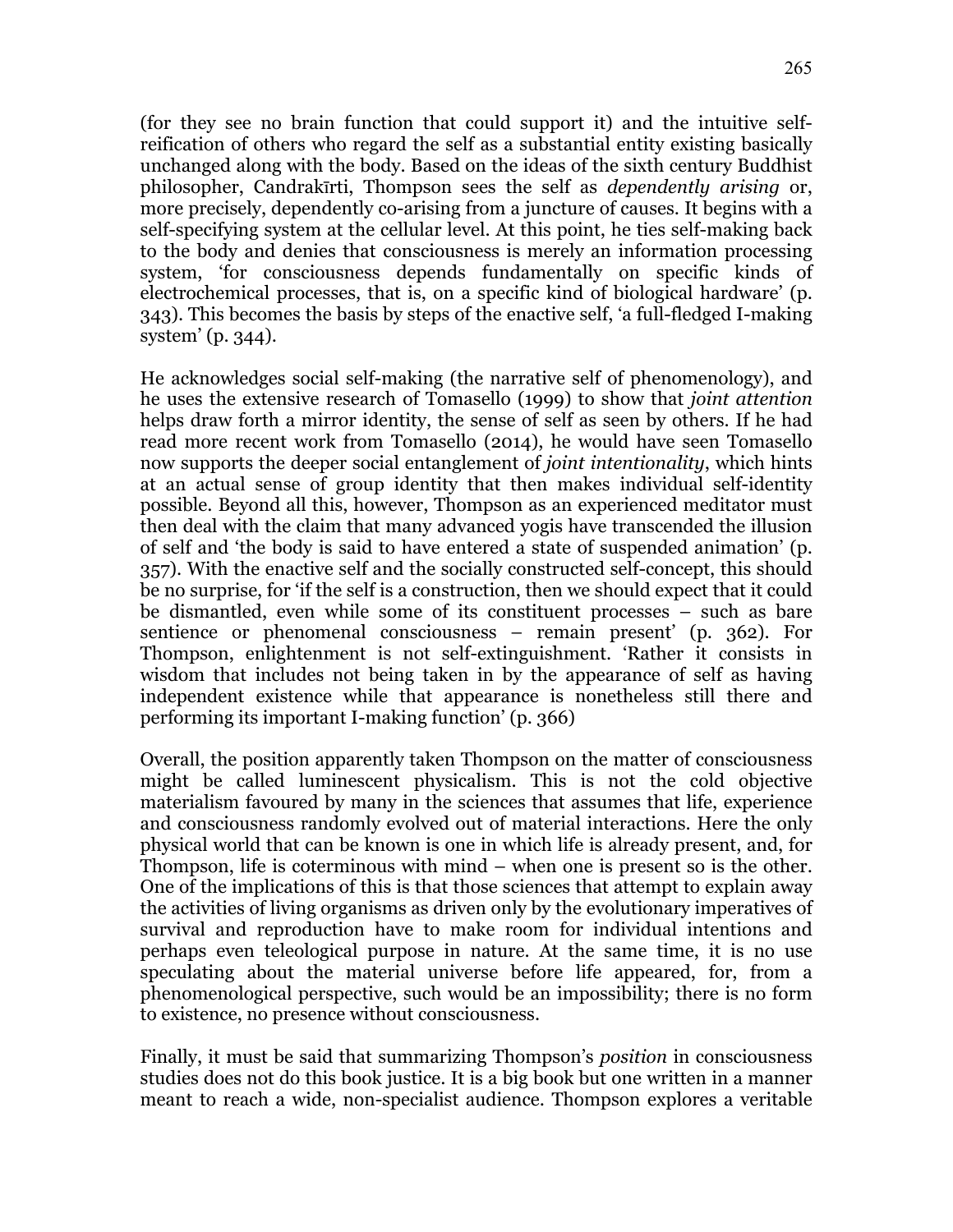(for they see no brain function that could support it) and the intuitive self-reification of others who regard the self as a substantial entity existing basically unchanged along with the body. Based on the ideas of the sixth century Buddhist philosopher, Candrakīrti, Thompson sees the self as *dependently arising* or, more precisely, dependently co-arising from a juncture of causes. It begins with a self-specifying system at the cellular level. At this point, he ties self-making back to the body and denies that consciousness is merely an information processing system, 'for consciousness depends fundamentally on specific kinds of electrochemical processes, that is, on a specific kind of biological hardware' (p. 343). This becomes the basis by steps of the enactive self, 'a full-fledged I-making system' (p. 344).

He acknowledges social self-making (the narrative self of phenomenology), and he uses the extensive research of Tomasello (1999) to show that *joint attention* helps draw forth a mirror identity, the sense of self as seen by others. If he had read more recent work from Tomasello (2014), he would have seen Tomasello now supports the deeper social entanglement of *joint intentionality*, which hints at an actual sense of group identity that then makes individual self-identity possible. Beyond all this, however, Thompson as an experienced meditator must then deal with the claim that many advanced yogis have transcended the illusion of self and 'the body is said to have entered a state of suspended animation' (p. 357). With the enactive self and the socially constructed self-concept, this should be no surprise, for 'if the self is a construction, then we should expect that it could be dismantled, even while some of its constituent processes – such as bare sentience or phenomenal consciousness – remain present' (p. 362). For Thompson, enlightenment is not self-extinguishment. 'Rather it consists in wisdom that includes not being taken in by the appearance of self as having independent existence while that appearance is nonetheless still there and performing its important I-making function' (p. 366)

Overall, the position apparently taken Thompson on the matter of consciousness might be called luminescent physicalism. This is not the cold objective materialism favoured by many in the sciences that assumes that life, experience and consciousness randomly evolved out of material interactions. Here the only physical world that can be known is one in which life is already present, and, for Thompson, life is coterminous with mind – when one is present so is the other. One of the implications of this is that those sciences that attempt to explain away the activities of living organisms as driven only by the evolutionary imperatives of survival and reproduction have to make room for individual intentions and perhaps even teleological purpose in nature. At the same time, it is no use speculating about the material universe before life appeared, for, from a phenomenological perspective, such would be an impossibility; there is no form to existence, no presence without consciousness.

Finally, it must be said that summarizing Thompson's *position* in consciousness studies does not do this book justice. It is a big book but one written in a manner meant to reach a wide, non-specialist audience. Thompson explores a veritable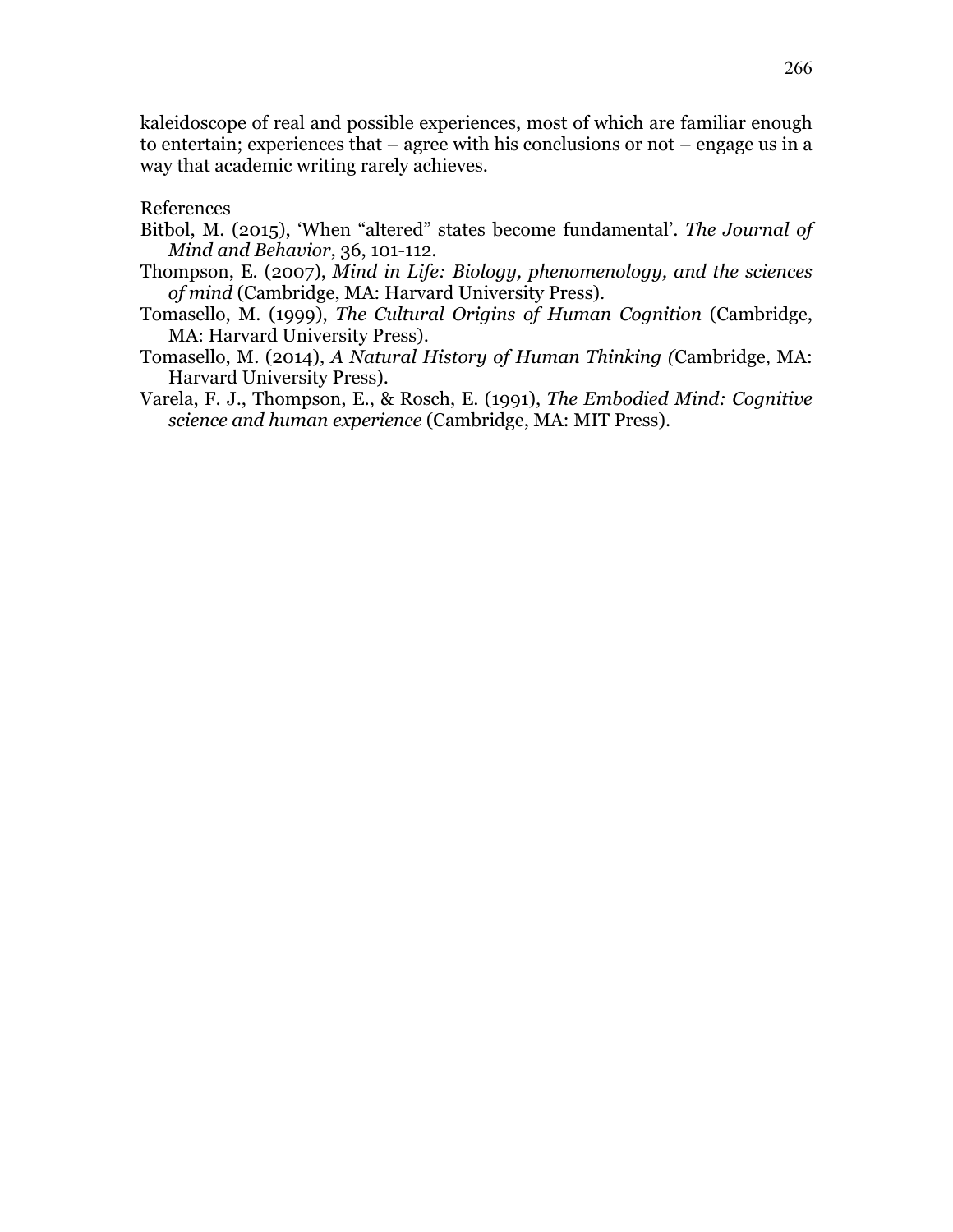kaleidoscope of real and possible experiences, most of which are familiar enough to entertain; experiences that – agree with his conclusions or not – engage us in a way that academic writing rarely achieves.

References

Bitbol, M. (2015), 'When "altered" states become fundamental'. *The Journal of Mind and Behavior*, 36, 101-112.

Thompson, E. (2007), *Mind in Life: Biology, phenomenology, and the sciences of mind* (Cambridge, MA: Harvard University Press).

Tomasello, M. (1999), *The Cultural Origins of Human Cognition* (Cambridge, MA: Harvard University Press).

Tomasello, M. (2014), *A Natural History of Human Thinking (*Cambridge, MA: Harvard University Press).

Varela, F. J., Thompson, E., & Rosch, E. (1991), *The Embodied Mind: Cognitive science and human experience* (Cambridge, MA: MIT Press).